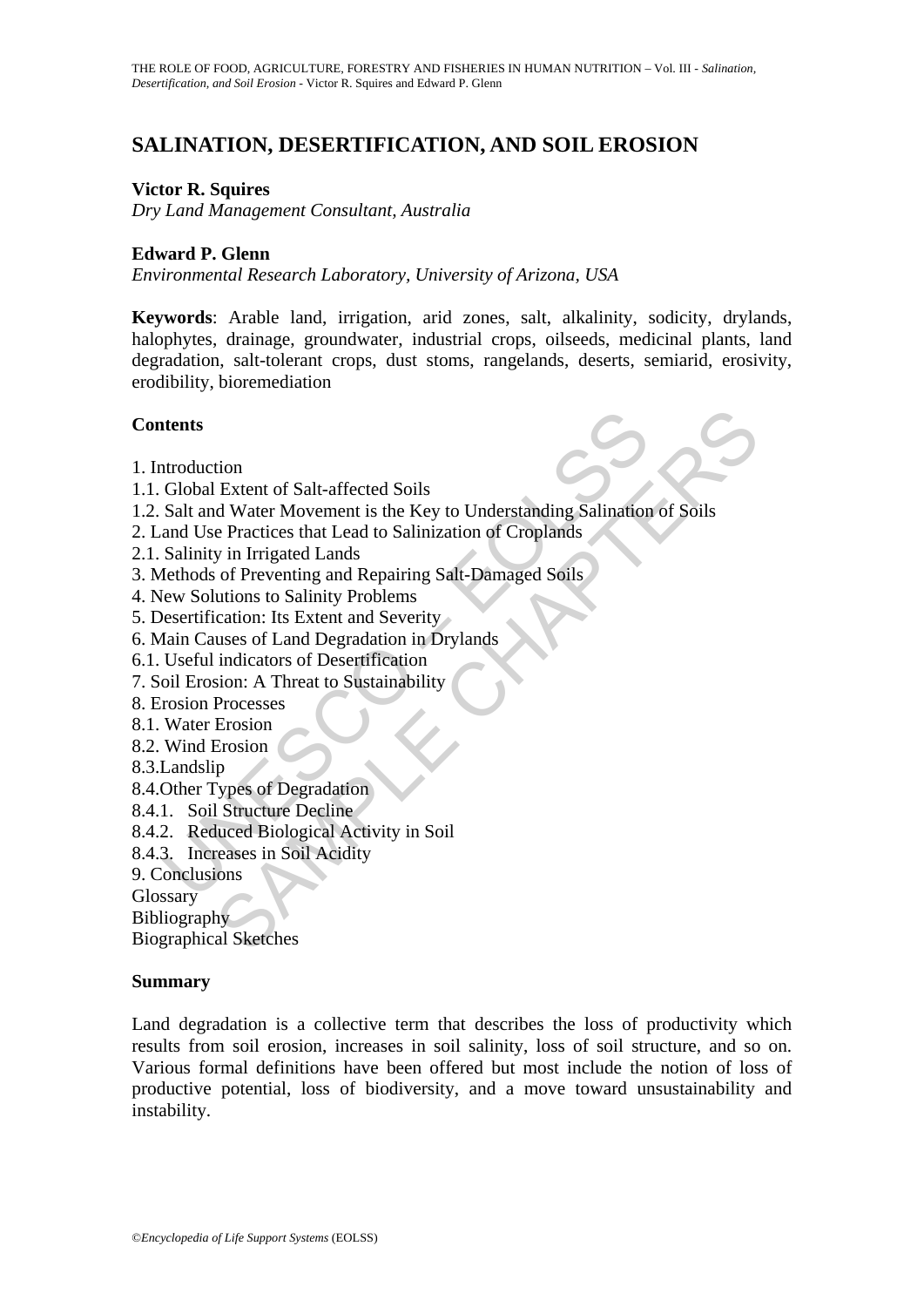# SALINATION, DESERTIFICATION, AND SOIL EROSION

**Victor R. Squires**

*Dry Land Management Consultant, Australia*

**Edward P. Glenn**

*Environmental Research Laboratory, University of Arizona, USA*

**Keywords**: Arable land, irrigation, arid zones, salt, alkalinity, sodicity, drylands, halophytes, drainage, groundwater, industrial crops, oilseeds, medicinal plants, land degradation, salt-tolerant crops, dust stoms, rangelands, deserts, semiarid, erosivity, erodibility, bioremediation

## Contents

1. Introduction
1.1. Global Extent of Salt-affected Soils
1.2. Salt and Water Movement is the Key to Understanding Salination of Soils
2. Land Use Practices that Lead to Salinization of Croplands
2.1. Salinity in Irrigated Lands
3. Methods of Preventing and Repairing Salt-Damaged Soils
4. New Solutions to Salinity Problems
5. Desertification: Its Extent and Severity
6. Main Causes of Land Degradation in Drylands
6.1. Useful indicators of Desertification
7. Soil Erosion: A Threat to Sustainability
8. Erosion Processes
8.1. Water Erosion
8.2. Wind Erosion
8.3. Landslip
8.4. Other Types of Degradation
8.4.1. Soil Structure Decline
8.4.2. Reduced Biological Activity in Soil
8.4.3. Increases in Soil Acidity
9. Conclusions
Glossary
Bibliography
Biographical Sketches

## Summary

Land degradation is a collective term that describes the loss of productivity which results from soil erosion, increases in soil salinity, loss of soil structure, and so on. Various formal definitions have been offered but most include the notion of loss of productive potential, loss of biodiversity, and a move toward unsustainability and instability.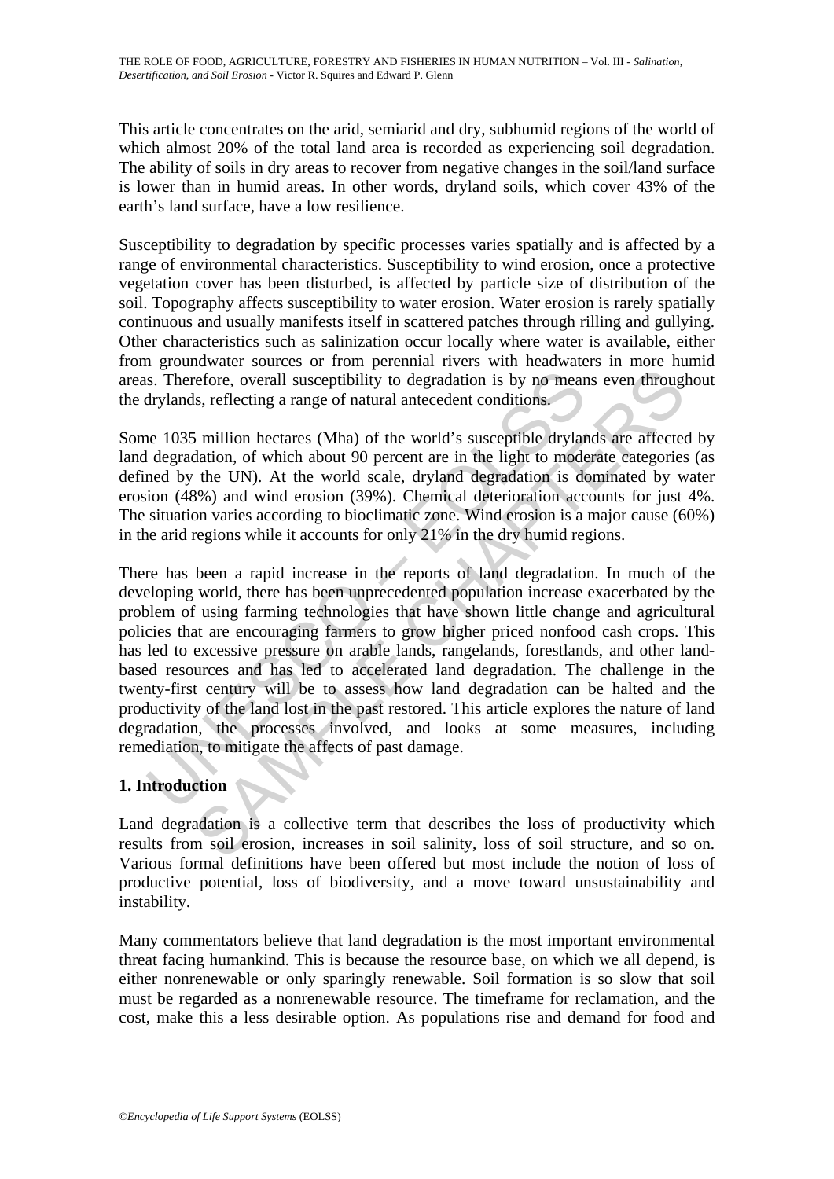This article concentrates on the arid, semiarid and dry, subhumid regions of the world of which almost 20% of the total land area is recorded as experiencing soil degradation. The ability of soils in dry areas to recover from negative changes in the soil/land surface is lower than in humid areas. In other words, dryland soils, which cover 43% of the earth's land surface, have a low resilience.

Susceptibility to degradation by specific processes varies spatially and is affected by a range of environmental characteristics. Susceptibility to wind erosion, once a protective vegetation cover has been disturbed, is affected by particle size of distribution of the soil. Topography affects susceptibility to water erosion. Water erosion is rarely spatially continuous and usually manifests itself in scattered patches through rilling and gullying. Other characteristics such as salinization occur locally where water is available, either from groundwater sources or from perennial rivers with headwaters in more humid areas. Therefore, overall susceptibility to degradation is by no means even throughout the drylands, reflecting a range of natural antecedent conditions.

Some 1035 million hectares (Mha) of the world's susceptible drylands are affected by land degradation, of which about 90 percent are in the light to moderate categories (as defined by the UN). At the world scale, dryland degradation is dominated by water erosion (48%) and wind erosion (39%). Chemical deterioration accounts for just 4%. The situation varies according to bioclimatic zone. Wind erosion is a major cause (60%) in the arid regions while it accounts for only 21% in the dry humid regions.

There has been a rapid increase in the reports of land degradation. In much of the developing world, there has been unprecedented population increase exacerbated by the problem of using farming technologies that have shown little change and agricultural policies that are encouraging farmers to grow higher priced nonfood cash crops. This has led to excessive pressure on arable lands, rangelands, forestlands, and other land-based resources and has led to accelerated land degradation. The challenge in the twenty-first century will be to assess how land degradation can be halted and the productivity of the land lost in the past restored. This article explores the nature of land degradation, the processes involved, and looks at some measures, including remediation, to mitigate the affects of past damage.

## 1. Introduction

Land degradation is a collective term that describes the loss of productivity which results from soil erosion, increases in soil salinity, loss of soil structure, and so on. Various formal definitions have been offered but most include the notion of loss of productive potential, loss of biodiversity, and a move toward unsustainability and instability.

Many commentators believe that land degradation is the most important environmental threat facing humankind. This is because the resource base, on which we all depend, is either nonrenewable or only sparingly renewable. Soil formation is so slow that soil must be regarded as a nonrenewable resource. The timeframe for reclamation, and the cost, make this a less desirable option. As populations rise and demand for food and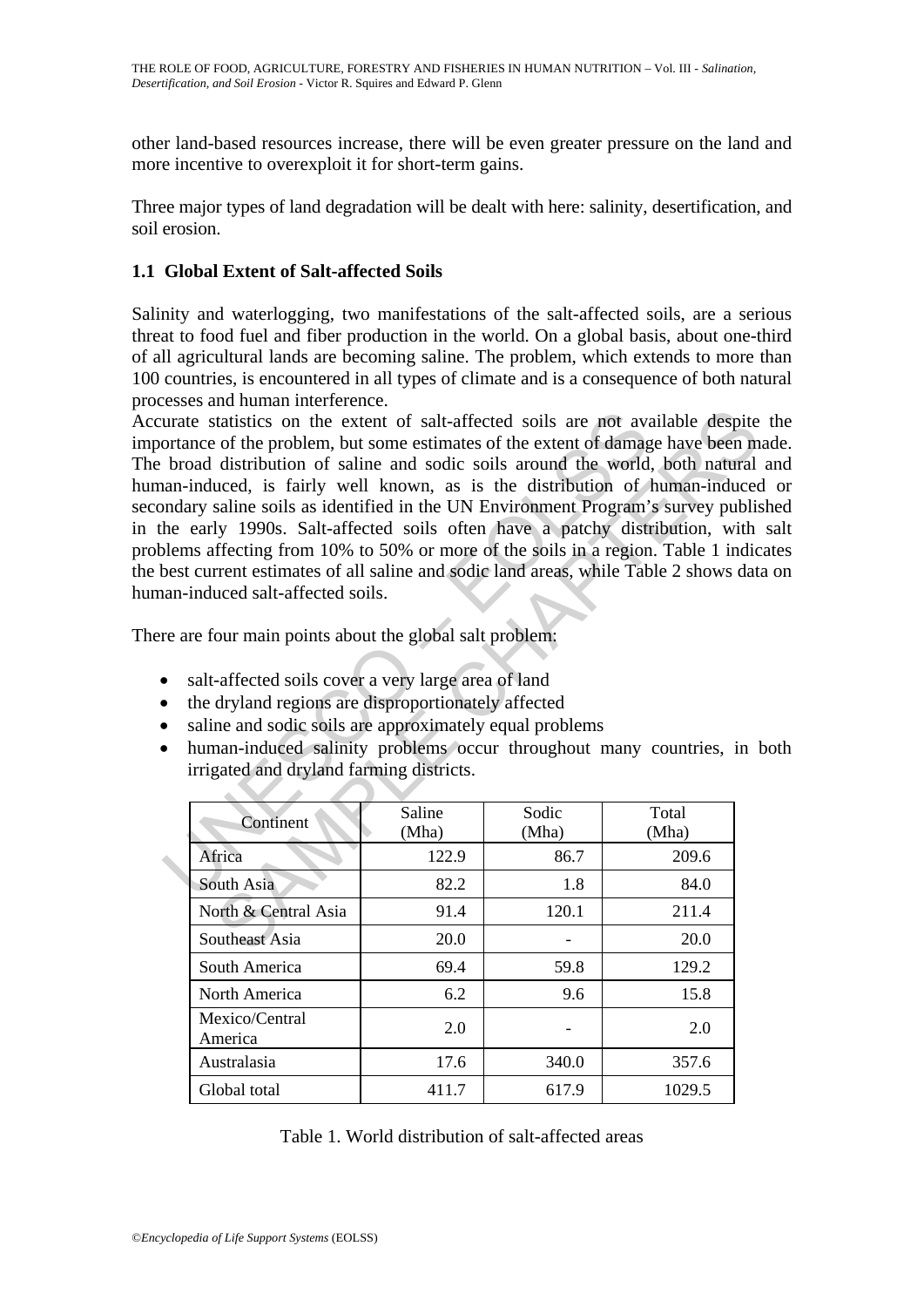other land-based resources increase, there will be even greater pressure on the land and more incentive to overexploit it for short-term gains.

Three major types of land degradation will be dealt with here: salinity, desertification, and soil erosion.

### 1.1 Global Extent of Salt-affected Soils

Salinity and waterlogging, two manifestations of the salt-affected soils, are a serious threat to food fuel and fiber production in the world. On a global basis, about one-third of all agricultural lands are becoming saline. The problem, which extends to more than 100 countries, is encountered in all types of climate and is a consequence of both natural processes and human interference.
Accurate statistics on the extent of salt-affected soils are not available despite the importance of the problem, but some estimates of the extent of damage have been made. The broad distribution of saline and sodic soils around the world, both natural and human-induced, is fairly well known, as is the distribution of human-induced or secondary saline soils as identified in the UN Environment Program's survey published in the early 1990s. Salt-affected soils often have a patchy distribution, with salt problems affecting from 10% to 50% or more of the soils in a region. Table 1 indicates the best current estimates of all saline and sodic land areas, while Table 2 shows data on human-induced salt-affected soils.

There are four main points about the global salt problem:

- salt-affected soils cover a very large area of land
- the dryland regions are disproportionately affected
- saline and sodic soils are approximately equal problems
- human-induced salinity problems occur throughout many countries, in both irrigated and dryland farming districts.

| Continent | Saline (Mha) | Sodic (Mha) | Total (Mha) |
|---|---|---|---|
| Africa | 122.9 | 86.7 | 209.6 |
| South Asia | 82.2 | 1.8 | 84.0 |
| North & Central Asia | 91.4 | 120.1 | 211.4 |
| Southeast Asia | 20.0 | - | 20.0 |
| South America | 69.4 | 59.8 | 129.2 |
| North America | 6.2 | 9.6 | 15.8 |
| Mexico/Central America | 2.0 | - | 2.0 |
| Australasia | 17.6 | 340.0 | 357.6 |
| Global total | 411.7 | 617.9 | 1029.5 |

Table 1. World distribution of salt-affected areas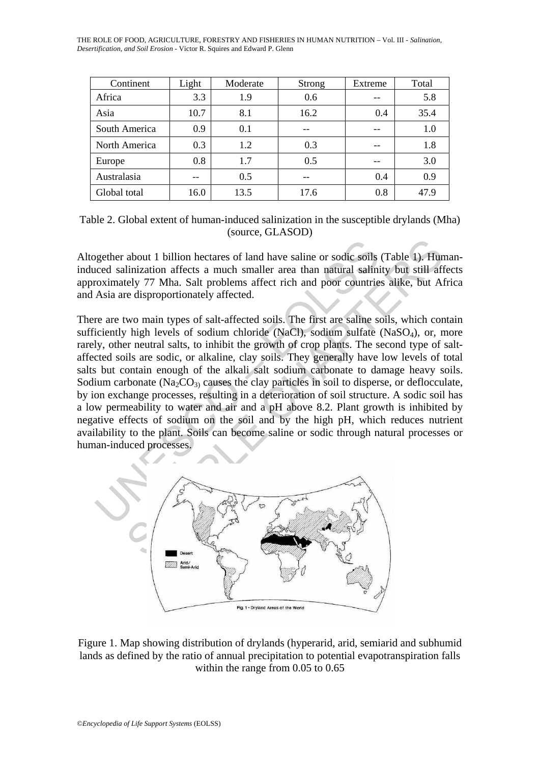| Continent | Light | Moderate | Strong | Extreme | Total |
|---|---|---|---|---|---|
| Africa | 3.3 | 1.9 | 0.6 | -- | 5.8 |
| Asia | 10.7 | 8.1 | 16.2 | 0.4 | 35.4 |
| South America | 0.9 | 0.1 | -- | -- | 1.0 |
| North America | 0.3 | 1.2 | 0.3 | -- | 1.8 |
| Europe | 0.8 | 1.7 | 0.5 | -- | 3.0 |
| Australasia | -- | 0.5 | -- | 0.4 | 0.9 |
| Global total | 16.0 | 13.5 | 17.6 | 0.8 | 47.9 |

Table 2. Global extent of human-induced salinization in the susceptible drylands (Mha) (source, GLASOD)

Altogether about 1 billion hectares of land have saline or sodic soils (Table 1). Human-induced salinization affects a much smaller area than natural salinity but still affects approximately 77 Mha. Salt problems affect rich and poor countries alike, but Africa and Asia are disproportionately affected.

There are two main types of salt-affected soils. The first are saline soils, which contain sufficiently high levels of sodium chloride (NaCl), sodium sulfate ($NaSO_4$), or, more rarely, other neutral salts, to inhibit the growth of crop plants. The second type of salt-affected soils are sodic, or alkaline, clay soils. They generally have low levels of total salts but contain enough of the alkali salt sodium carbonate to damage heavy soils. Sodium carbonate ($Na_2CO_3$) causes the clay particles in soil to disperse, or deflocculate, by ion exchange processes, resulting in a deterioration of soil structure. A sodic soil has a low permeability to water and air and a pH above 8.2. Plant growth is inhibited by negative effects of sodium on the soil and by the high pH, which reduces nutrient availability to the plant. Soils can become saline or sodic through natural processes or human-induced processes.

Figure 1. Map showing distribution of drylands (hyperarid, arid, semiarid and subhumid lands as defined by the ratio of annual precipitation to potential evapotranspiration falls within the range from 0.05 to 0.65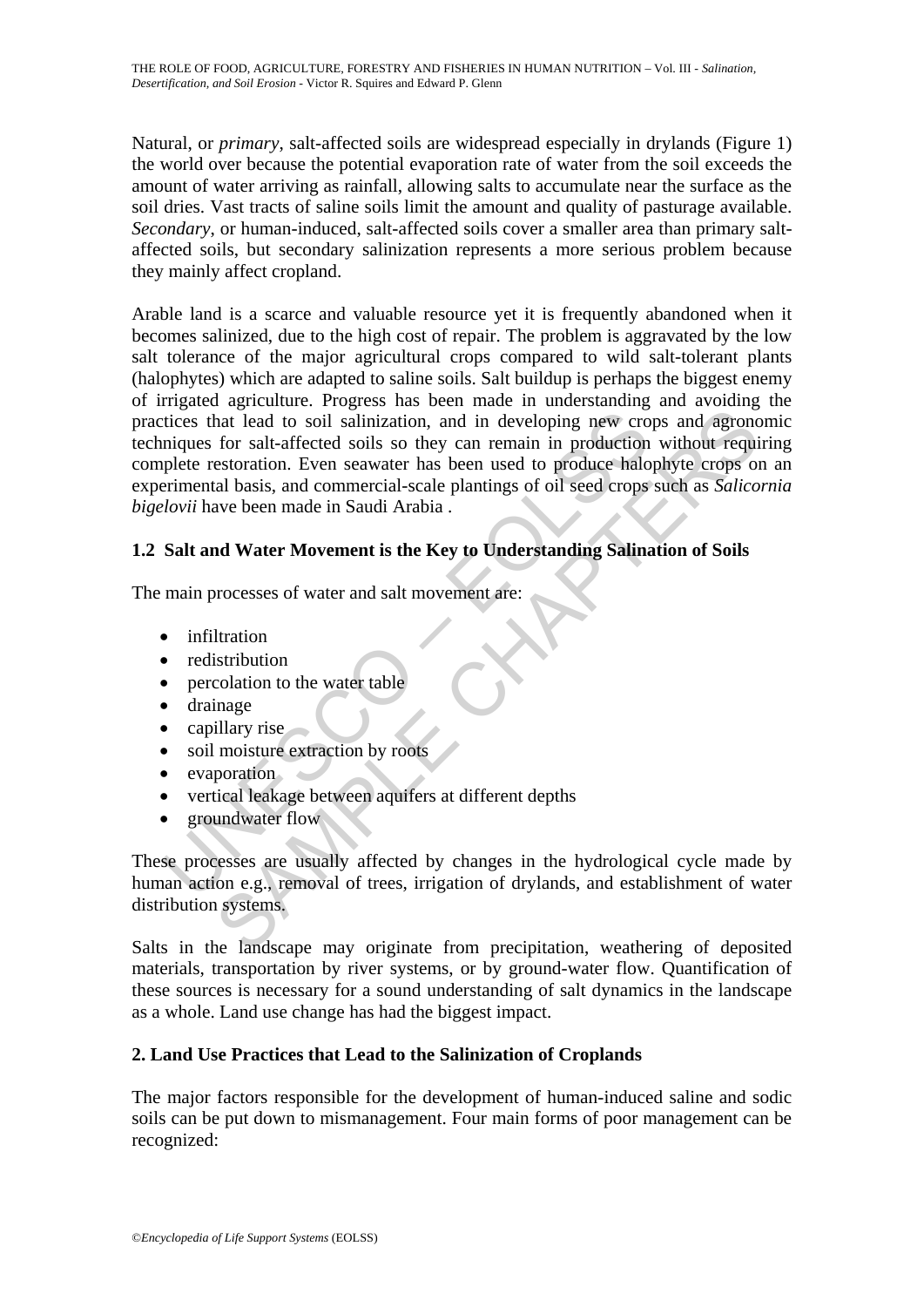Natural, or *primary*, salt-affected soils are widespread especially in drylands (Figure 1) the world over because the potential evaporation rate of water from the soil exceeds the amount of water arriving as rainfall, allowing salts to accumulate near the surface as the soil dries. Vast tracts of saline soils limit the amount and quality of pasturage available. *Secondary*, or human-induced, salt-affected soils cover a smaller area than primary salt-affected soils, but secondary salinization represents a more serious problem because they mainly affect cropland.

Arable land is a scarce and valuable resource yet it is frequently abandoned when it becomes salinized, due to the high cost of repair. The problem is aggravated by the low salt tolerance of the major agricultural crops compared to wild salt-tolerant plants (halophytes) which are adapted to saline soils. Salt buildup is perhaps the biggest enemy of irrigated agriculture. Progress has been made in understanding and avoiding the practices that lead to soil salinization, and in developing new crops and agronomic techniques for salt-affected soils so they can remain in production without requiring complete restoration. Even seawater has been used to produce halophyte crops on an experimental basis, and commercial-scale plantings of oil seed crops such as *Salicornia bigelovii* have been made in Saudi Arabia .

### 1.2 Salt and Water Movement is the Key to Understanding Salination of Soils

The main processes of water and salt movement are:

- infiltration
- redistribution
- percolation to the water table
- drainage
- capillary rise
- soil moisture extraction by roots
- evaporation
- vertical leakage between aquifers at different depths
- groundwater flow

These processes are usually affected by changes in the hydrological cycle made by human action e.g., removal of trees, irrigation of drylands, and establishment of water distribution systems.

Salts in the landscape may originate from precipitation, weathering of deposited materials, transportation by river systems, or by ground-water flow. Quantification of these sources is necessary for a sound understanding of salt dynamics in the landscape as a whole. Land use change has had the biggest impact.

## 2. Land Use Practices that Lead to the Salinization of Croplands

The major factors responsible for the development of human-induced saline and sodic soils can be put down to mismanagement. Four main forms of poor management can be recognized: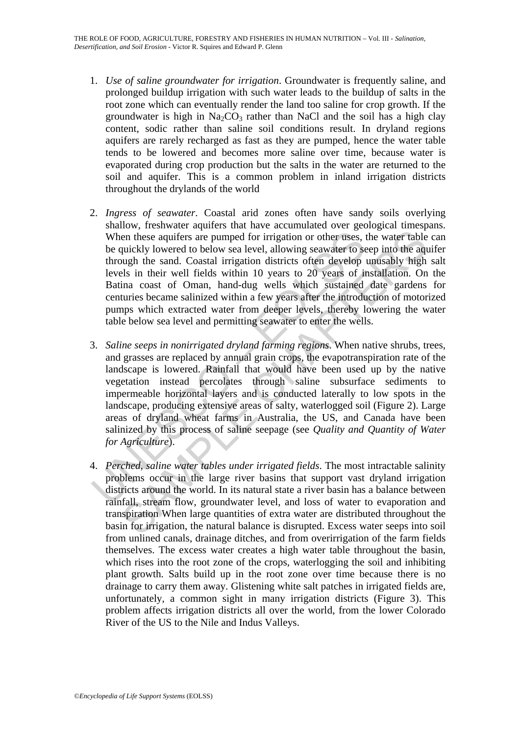1. *Use of saline groundwater for irrigation*. Groundwater is frequently saline, and prolonged buildup irrigation with such water leads to the buildup of salts in the root zone which can eventually render the land too saline for crop growth. If the groundwater is high in $Na_2CO_3$ rather than NaCl and the soil has a high clay content, sodic rather than saline soil conditions result. In dryland regions aquifers are rarely recharged as fast as they are pumped, hence the water table tends to be lowered and becomes more saline over time, because water is evaporated during crop production but the salts in the water are returned to the soil and aquifer. This is a common problem in inland irrigation districts throughout the drylands of the world

2. *Ingress of seawater*. Coastal arid zones often have sandy soils overlying shallow, freshwater aquifers that have accumulated over geological timespans. When these aquifers are pumped for irrigation or other uses, the water table can be quickly lowered to below sea level, allowing seawater to seep into the aquifer through the sand. Coastal irrigation districts often develop unusably high salt levels in their well fields within 10 years to 20 years of installation. On the Batina coast of Oman, hand-dug wells which sustained date gardens for centuries became salinized within a few years after the introduction of motorized pumps which extracted water from deeper levels, thereby lowering the water table below sea level and permitting seawater to enter the wells.

3. *Saline seeps in nonirrigated dryland farming regions*. When native shrubs, trees, and grasses are replaced by annual grain crops, the evapotranspiration rate of the landscape is lowered. Rainfall that would have been used up by the native vegetation instead percolates through saline subsurface sediments to impermeable horizontal layers and is conducted laterally to low spots in the landscape, producing extensive areas of salty, waterlogged soil (Figure 2). Large areas of dryland wheat farms in Australia, the US, and Canada have been salinized by this process of saline seepage (see *Quality and Quantity of Water for Agriculture*).

4. *Perched, saline water tables under irrigated fields*. The most intractable salinity problems occur in the large river basins that support vast dryland irrigation districts around the world. In its natural state a river basin has a balance between rainfall, stream flow, groundwater level, and loss of water to evaporation and transpiration When large quantities of extra water are distributed throughout the basin for irrigation, the natural balance is disrupted. Excess water seeps into soil from unlined canals, drainage ditches, and from overirrigation of the farm fields themselves. The excess water creates a high water table throughout the basin, which rises into the root zone of the crops, waterlogging the soil and inhibiting plant growth. Salts build up in the root zone over time because there is no drainage to carry them away. Glistening white salt patches in irrigated fields are, unfortunately, a common sight in many irrigation districts (Figure 3). This problem affects irrigation districts all over the world, from the lower Colorado River of the US to the Nile and Indus Valleys.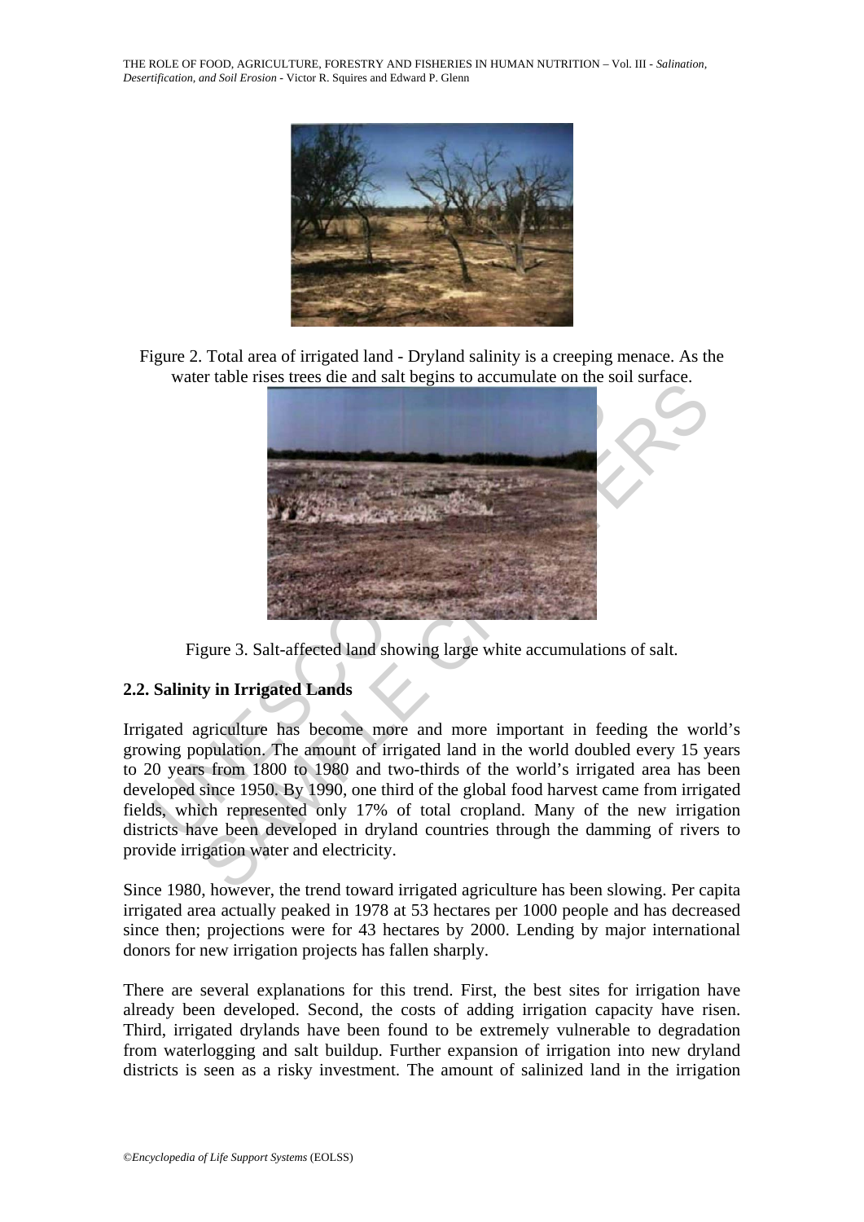Figure 2. Total area of irrigated land - Dryland salinity is a creeping menace. As the water table rises trees die and salt begins to accumulate on the soil surface.

Figure 3. Salt-affected land showing large white accumulations of salt.

## 2.2. Salinity in Irrigated Lands

Irrigated agriculture has become more and more important in feeding the world's growing population. The amount of irrigated land in the world doubled every 15 years to 20 years from 1800 to 1980 and two-thirds of the world's irrigated area has been developed since 1950. By 1990, one third of the global food harvest came from irrigated fields, which represented only 17% of total cropland. Many of the new irrigation districts have been developed in dryland countries through the damming of rivers to provide irrigation water and electricity.

Since 1980, however, the trend toward irrigated agriculture has been slowing. Per capita irrigated area actually peaked in 1978 at 53 hectares per 1000 people and has decreased since then; projections were for 43 hectares by 2000. Lending by major international donors for new irrigation projects has fallen sharply.

There are several explanations for this trend. First, the best sites for irrigation have already been developed. Second, the costs of adding irrigation capacity have risen. Third, irrigated drylands have been found to be extremely vulnerable to degradation from waterlogging and salt buildup. Further expansion of irrigation into new dryland districts is seen as a risky investment. The amount of salinized land in the irrigation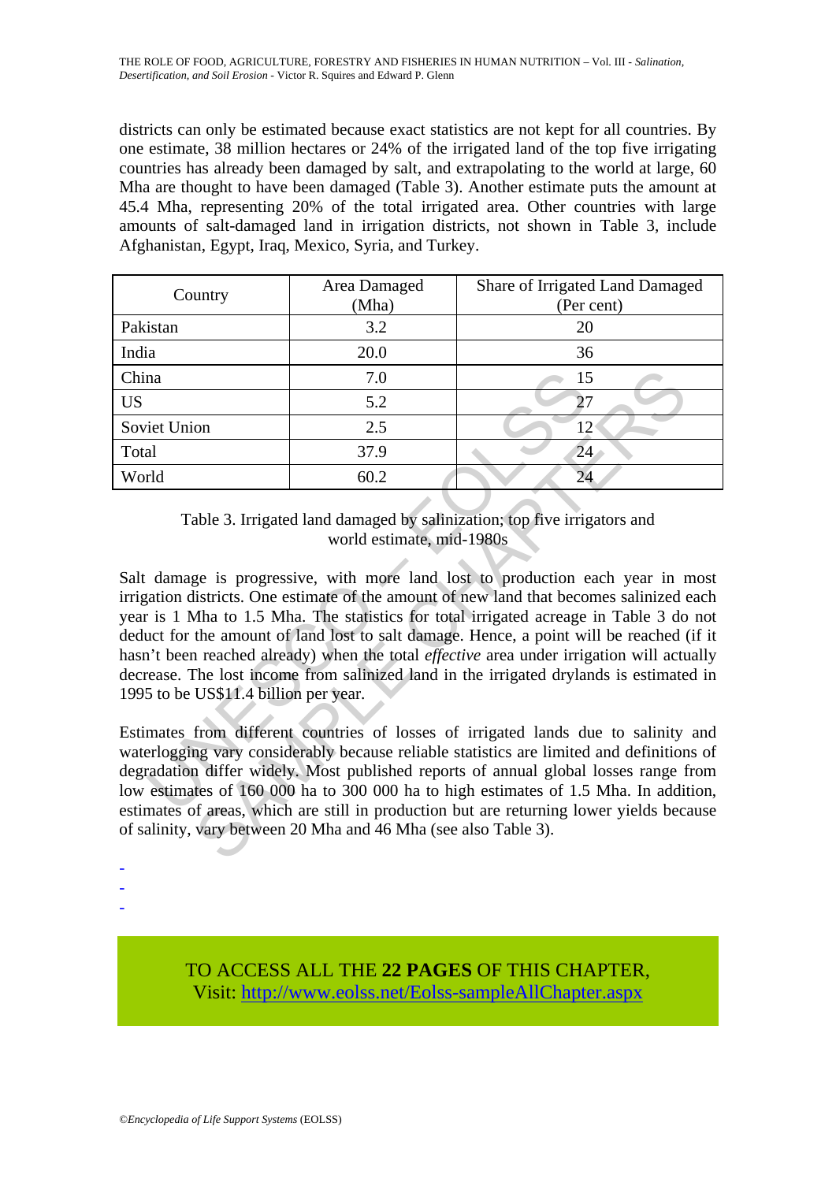districts can only be estimated because exact statistics are not kept for all countries. By one estimate, 38 million hectares or 24% of the irrigated land of the top five irrigating countries has already been damaged by salt, and extrapolating to the world at large, 60 Mha are thought to have been damaged (Table 3). Another estimate puts the amount at 45.4 Mha, representing 20% of the total irrigated area. Other countries with large amounts of salt-damaged land in irrigation districts, not shown in Table 3, include Afghanistan, Egypt, Iraq, Mexico, Syria, and Turkey.

| Country | Area Damaged (Mha) | Share of Irrigated Land Damaged (Per cent) |
|---|---|---|
| Pakistan | 3.2 | 20 |
| India | 20.0 | 36 |
| China | 7.0 | 15 |
| US | 5.2 | 27 |
| Soviet Union | 2.5 | 12 |
| Total | 37.9 | 24 |
| World | 60.2 | 24 |

Table 3. Irrigated land damaged by salinization; top five irrigators and world estimate, mid-1980s

Salt damage is progressive, with more land lost to production each year in most irrigation districts. One estimate of the amount of new land that becomes salinized each year is 1 Mha to 1.5 Mha. The statistics for total irrigated acreage in Table 3 do not deduct for the amount of land lost to salt damage. Hence, a point will be reached (if it hasn't been reached already) when the total *effective* area under irrigation will actually decrease. The lost income from salinized land in the irrigated drylands is estimated in 1995 to be US$11.4 billion per year.

Estimates from different countries of losses of irrigated lands due to salinity and waterlogging vary considerably because reliable statistics are limited and definitions of degradation differ widely. Most published reports of annual global losses range from low estimates of 160 000 ha to 300 000 ha to high estimates of 1.5 Mha. In addition, estimates of areas, which are still in production but are returning lower yields because of salinity, vary between 20 Mha and 46 Mha (see also Table 3).

-
-
-

TO ACCESS ALL THE **22 PAGES** OF THIS CHAPTER,
Visit: http://www.eolss.net/Eolss-sampleAllChapter.aspx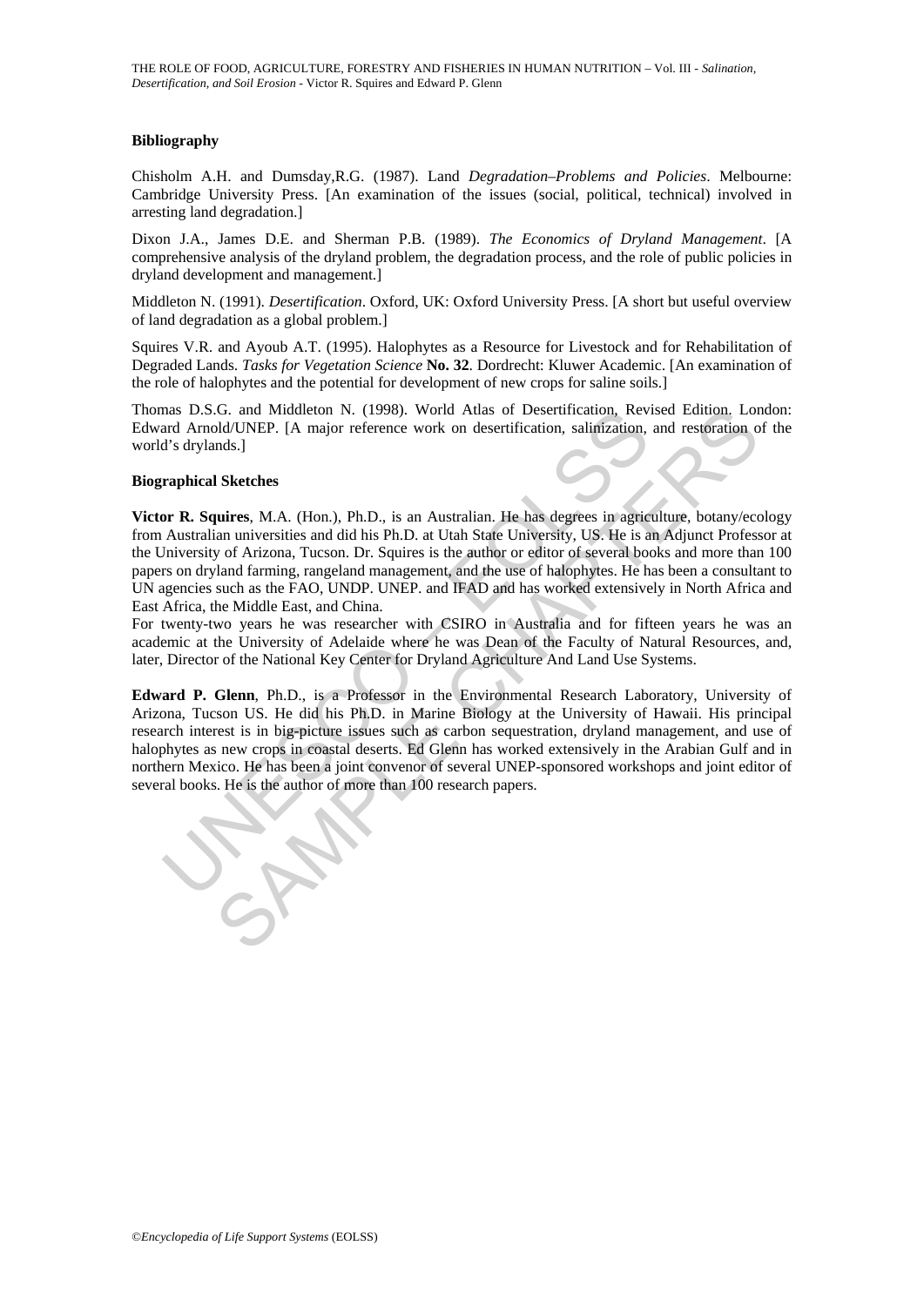### Bibliography

Chisholm A.H. and Dumsday,R.G. (1987). Land *Degradation–Problems and Policies*. Melbourne: Cambridge University Press. [An examination of the issues (social, political, technical) involved in arresting land degradation.]

Dixon J.A., James D.E. and Sherman P.B. (1989). *The Economics of Dryland Management*. [A comprehensive analysis of the dryland problem, the degradation process, and the role of public policies in dryland development and management.]

Middleton N. (1991). *Desertification*. Oxford, UK: Oxford University Press. [A short but useful overview of land degradation as a global problem.]

Squires V.R. and Ayoub A.T. (1995). Halophytes as a Resource for Livestock and for Rehabilitation of Degraded Lands. *Tasks for Vegetation Science* **No. 32**. Dordrecht: Kluwer Academic. [An examination of the role of halophytes and the potential for development of new crops for saline soils.]

Thomas D.S.G. and Middleton N. (1998). World Atlas of Desertification, Revised Edition. London: Edward Arnold/UNEP. [A major reference work on desertification, salinization, and restoration of the world's drylands.]

### Biographical Sketches

**Victor R. Squires**, M.A. (Hon.), Ph.D., is an Australian. He has degrees in agriculture, botany/ecology from Australian universities and did his Ph.D. at Utah State University, US. He is an Adjunct Professor at the University of Arizona, Tucson. Dr. Squires is the author or editor of several books and more than 100 papers on dryland farming, rangeland management, and the use of halophytes. He has been a consultant to UN agencies such as the FAO, UNDP. UNEP. and IFAD and has worked extensively in North Africa and East Africa, the Middle East, and China.

For twenty-two years he was researcher with CSIRO in Australia and for fifteen years he was an academic at the University of Adelaide where he was Dean of the Faculty of Natural Resources, and, later, Director of the National Key Center for Dryland Agriculture And Land Use Systems.

**Edward P. Glenn**, Ph.D., is a Professor in the Environmental Research Laboratory, University of Arizona, Tucson US. He did his Ph.D. in Marine Biology at the University of Hawaii. His principal research interest is in big-picture issues such as carbon sequestration, dryland management, and use of halophytes as new crops in coastal deserts. Ed Glenn has worked extensively in the Arabian Gulf and in northern Mexico. He has been a joint convenor of several UNEP-sponsored workshops and joint editor of several books. He is the author of more than 100 research papers.